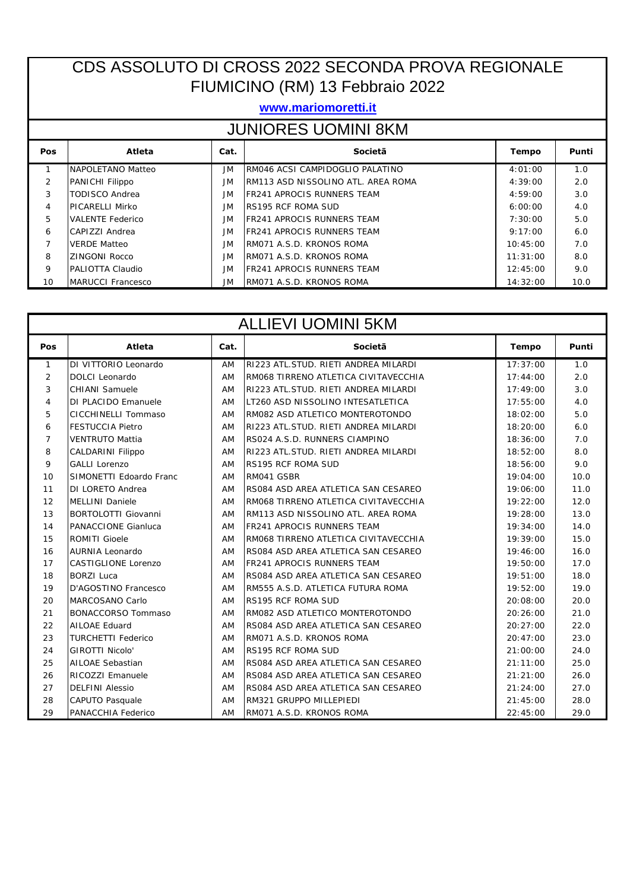# CDS ASSOLUTO DI CROSS 2022 SECONDA PROVA REGIONALE
# FIUMICINO (RM) 13 Febbraio 2022

**www.mariomoretti.it**

## JUNIORES UOMINI 8KM

| Pos | Atleta | Cat. | Società | Tempo | Punti |
|---|---|---|---|---|---|
| 1 | NAPOLETANO Matteo | JM | RM046 ACSI CAMPIDOGLIO PALATINO | 4:01:00 | 1.0 |
| 2 | PANICHI Filippo | JM | RM113 ASD NISSOLINO ATL. AREA ROMA | 4:39:00 | 2.0 |
| 3 | TODISCO Andrea | JM | FR241 APROCIS RUNNERS TEAM | 4:59:00 | 3.0 |
| 4 | PICARELLI Mirko | JM | RS195 RCF ROMA SUD | 6:00:00 | 4.0 |
| 5 | VALENTE Federico | JM | FR241 APROCIS RUNNERS TEAM | 7:30:00 | 5.0 |
| 6 | CAPIZZI Andrea | JM | FR241 APROCIS RUNNERS TEAM | 9:17:00 | 6.0 |
| 7 | VERDE Matteo | JM | RM071 A.S.D. KRONOS ROMA | 10:45:00 | 7.0 |
| 8 | ZINGONI Rocco | JM | RM071 A.S.D. KRONOS ROMA | 11:31:00 | 8.0 |
| 9 | PALIOTTA Claudio | JM | FR241 APROCIS RUNNERS TEAM | 12:45:00 | 9.0 |
| 10 | MARUCCI Francesco | JM | RM071 A.S.D. KRONOS ROMA | 14:32:00 | 10.0 |

## ALLIEVI UOMINI 5KM

| Pos | Atleta | Cat. | Società | Tempo | Punti |
|---|---|---|---|---|---|
| 1 | DI VITTORIO Leonardo | AM | RI223 ATL.STUD. RIETI ANDREA MILARDI | 17:37:00 | 1.0 |
| 2 | DOLCI Leonardo | AM | RM068 TIRRENO ATLETICA CIVITAVECCHIA | 17:44:00 | 2.0 |
| 3 | CHIANI Samuele | AM | RI223 ATL.STUD. RIETI ANDREA MILARDI | 17:49:00 | 3.0 |
| 4 | DI PLACIDO Emanuele | AM | LT260 ASD NISSOLINO INTESATLETICA | 17:55:00 | 4.0 |
| 5 | CICCHINELLI Tommaso | AM | RM082 ASD ATLETICO MONTEROTONDO | 18:02:00 | 5.0 |
| 6 | FESTUCCIA Pietro | AM | RI223 ATL.STUD. RIETI ANDREA MILARDI | 18:20:00 | 6.0 |
| 7 | VENTRUTO Mattia | AM | RS024 A.S.D. RUNNERS CIAMPINO | 18:36:00 | 7.0 |
| 8 | CALDARINI Filippo | AM | RI223 ATL.STUD. RIETI ANDREA MILARDI | 18:52:00 | 8.0 |
| 9 | GALLI Lorenzo | AM | RS195 RCF ROMA SUD | 18:56:00 | 9.0 |
| 10 | SIMONETTI Edoardo Franc | AM | RM041 GSBR | 19:04:00 | 10.0 |
| 11 | DI LORETO Andrea | AM | RS084 ASD AREA ATLETICA SAN CESAREO | 19:06:00 | 11.0 |
| 12 | MELLINI Daniele | AM | RM068 TIRRENO ATLETICA CIVITAVECCHIA | 19:22:00 | 12.0 |
| 13 | BORTOLOTTI Giovanni | AM | RM113 ASD NISSOLINO ATL. AREA ROMA | 19:28:00 | 13.0 |
| 14 | PANACCIONE Gianluca | AM | FR241 APROCIS RUNNERS TEAM | 19:34:00 | 14.0 |
| 15 | ROMITI Gioele | AM | RM068 TIRRENO ATLETICA CIVITAVECCHIA | 19:39:00 | 15.0 |
| 16 | AURNIA Leonardo | AM | RS084 ASD AREA ATLETICA SAN CESAREO | 19:46:00 | 16.0 |
| 17 | CASTIGLIONE Lorenzo | AM | FR241 APROCIS RUNNERS TEAM | 19:50:00 | 17.0 |
| 18 | BORZI Luca | AM | RS084 ASD AREA ATLETICA SAN CESAREO | 19:51:00 | 18.0 |
| 19 | D'AGOSTINO Francesco | AM | RM555 A.S.D. ATLETICA FUTURA ROMA | 19:52:00 | 19.0 |
| 20 | MARCOSANO Carlo | AM | RS195 RCF ROMA SUD | 20:08:00 | 20.0 |
| 21 | BONACCORSO Tommaso | AM | RM082 ASD ATLETICO MONTEROTONDO | 20:26:00 | 21.0 |
| 22 | AILOAE Eduard | AM | RS084 ASD AREA ATLETICA SAN CESAREO | 20:27:00 | 22.0 |
| 23 | TURCHETTI Federico | AM | RM071 A.S.D. KRONOS ROMA | 20:47:00 | 23.0 |
| 24 | GIROTTI Nicolo' | AM | RS195 RCF ROMA SUD | 21:00:00 | 24.0 |
| 25 | AILOAE Sebastian | AM | RS084 ASD AREA ATLETICA SAN CESAREO | 21:11:00 | 25.0 |
| 26 | RICOZZI Emanuele | AM | RS084 ASD AREA ATLETICA SAN CESAREO | 21:21:00 | 26.0 |
| 27 | DELFINI Alessio | AM | RS084 ASD AREA ATLETICA SAN CESAREO | 21:24:00 | 27.0 |
| 28 | CAPUTO Pasquale | AM | RM321 GRUPPO MILLEPIEDI | 21:45:00 | 28.0 |
| 29 | PANACCHIA Federico | AM | RM071 A.S.D. KRONOS ROMA | 22:45:00 | 29.0 |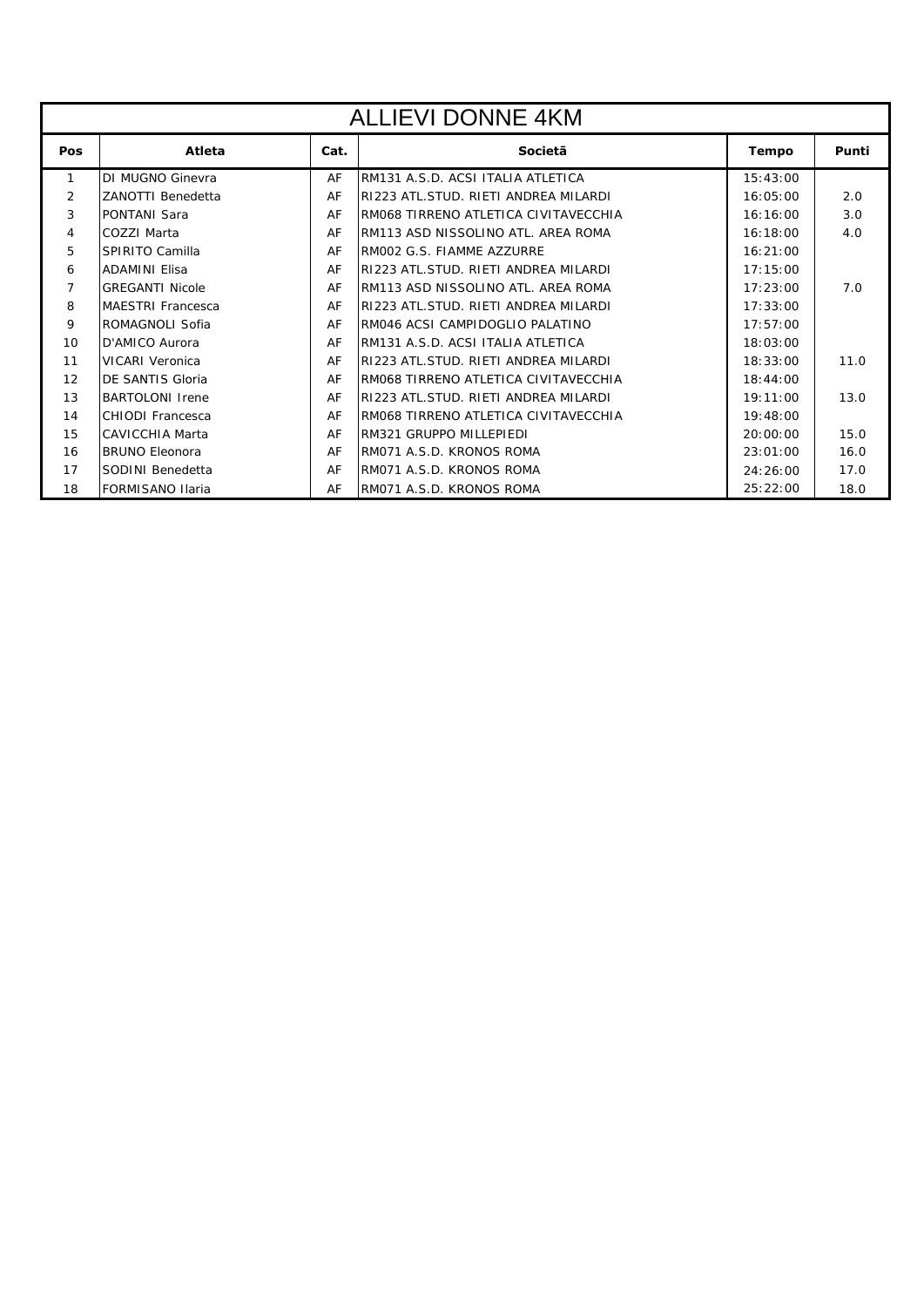# ALLIEVI DONNE 4KM

| Pos | Atleta | Cat. | Societā | Tempo | Punti |
|---|---|---|---|---|---|
| 1 | DI MUGNO Ginevra | AF | RM131 A.S.D. ACSI ITALIA ATLETICA | 15:43:00 | |
| 2 | ZANOTTI Benedetta | AF | RI223 ATL.STUD. RIETI ANDREA MILARDI | 16:05:00 | 2.0 |
| 3 | PONTANI Sara | AF | RM068 TIRRENO ATLETICA CIVITAVECCHIA | 16:16:00 | 3.0 |
| 4 | COZZI Marta | AF | RM113 ASD NISSOLINO ATL. AREA ROMA | 16:18:00 | 4.0 |
| 5 | SPIRITO Camilla | AF | RM002 G.S. FIAMME AZZURRE | 16:21:00 | |
| 6 | ADAMINI Elisa | AF | RI223 ATL.STUD. RIETI ANDREA MILARDI | 17:15:00 | |
| 7 | GREGANTI Nicole | AF | RM113 ASD NISSOLINO ATL. AREA ROMA | 17:23:00 | 7.0 |
| 8 | MAESTRI Francesca | AF | RI223 ATL.STUD. RIETI ANDREA MILARDI | 17:33:00 | |
| 9 | ROMAGNOLI Sofia | AF | RM046 ACSI CAMPIDOGLIO PALATINO | 17:57:00 | |
| 10 | D'AMICO Aurora | AF | RM131 A.S.D. ACSI ITALIA ATLETICA | 18:03:00 | |
| 11 | VICARI Veronica | AF | RI223 ATL.STUD. RIETI ANDREA MILARDI | 18:33:00 | 11.0 |
| 12 | DE SANTIS Gloria | AF | RM068 TIRRENO ATLETICA CIVITAVECCHIA | 18:44:00 | |
| 13 | BARTOLONI Irene | AF | RI223 ATL.STUD. RIETI ANDREA MILARDI | 19:11:00 | 13.0 |
| 14 | CHIODI Francesca | AF | RM068 TIRRENO ATLETICA CIVITAVECCHIA | 19:48:00 | |
| 15 | CAVICCHIA Marta | AF | RM321 GRUPPO MILLEPIEDI | 20:00:00 | 15.0 |
| 16 | BRUNO Eleonora | AF | RM071 A.S.D. KRONOS ROMA | 23:01:00 | 16.0 |
| 17 | SODINI Benedetta | AF | RM071 A.S.D. KRONOS ROMA | 24:26:00 | 17.0 |
| 18 | FORMISANO Ilaria | AF | RM071 A.S.D. KRONOS ROMA | 25:22:00 | 18.0 |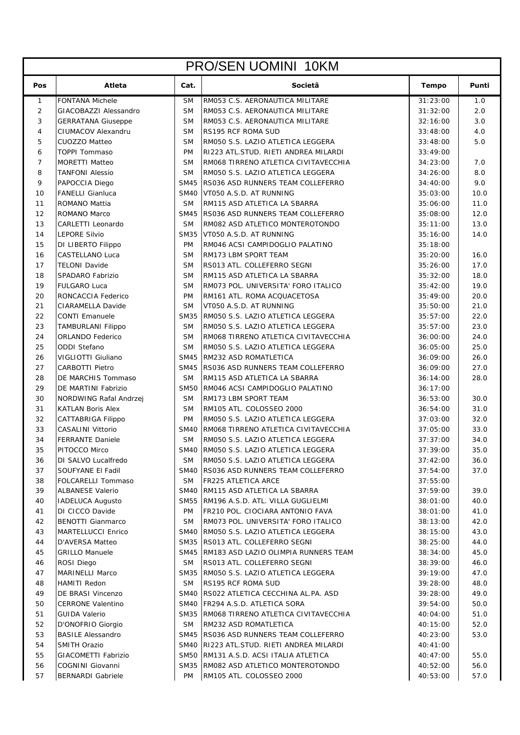# PRO/SEN UOMINI 10KM

| Pos | Atleta | Cat. | Societā | Tempo | Punti |
|---|---|---|---|---|---|
| 1 | FONTANA Michele | SM | RM053 C.S. AERONAUTICA MILITARE | 31:23:00 | 1.0 |
| 2 | GIACOBAZZI Alessandro | SM | RM053 C.S. AERONAUTICA MILITARE | 31:32:00 | 2.0 |
| 3 | GERRATANA Giuseppe | SM | RM053 C.S. AERONAUTICA MILITARE | 32:16:00 | 3.0 |
| 4 | CIUMACOV Alexandru | SM | RS195 RCF ROMA SUD | 33:48:00 | 4.0 |
| 5 | CUOZZO Matteo | SM | RM050 S.S. LAZIO ATLETICA LEGGERA | 33:48:00 | 5.0 |
| 6 | TOPPI Tommaso | PM | RI223 ATL.STUD. RIETI ANDREA MILARDI | 33:49:00 | |
| 7 | MORETTI Matteo | SM | RM068 TIRRENO ATLETICA CIVITAVECCHIA | 34:23:00 | 7.0 |
| 8 | TANFONI Alessio | SM | RM050 S.S. LAZIO ATLETICA LEGGERA | 34:26:00 | 8.0 |
| 9 | PAPOCCIA Diego | SM45 | RS036 ASD RUNNERS TEAM COLLEFERRO | 34:40:00 | 9.0 |
| 10 | FANELLI Gianluca | SM40 | VT050 A.S.D. AT RUNNING | 35:03:00 | 10.0 |
| 11 | ROMANO Mattia | SM | RM115 ASD ATLETICA LA SBARRA | 35:06:00 | 11.0 |
| 12 | ROMANO Marco | SM45 | RS036 ASD RUNNERS TEAM COLLEFERRO | 35:08:00 | 12.0 |
| 13 | CARLETTI Leonardo | SM | RM082 ASD ATLETICO MONTEROTONDO | 35:11:00 | 13.0 |
| 14 | LEPORE Silvio | SM35 | VT050 A.S.D. AT RUNNING | 35:16:00 | 14.0 |
| 15 | DI LIBERTO Filippo | PM | RM046 ACSI CAMPIDOGLIO PALATINO | 35:18:00 | |
| 16 | CASTELLANO Luca | SM | RM173 LBM SPORT TEAM | 35:20:00 | 16.0 |
| 17 | TELONI Davide | SM | RS013 ATL. COLLEFERRO SEGNI | 35:26:00 | 17.0 |
| 18 | SPADARO Fabrizio | SM | RM115 ASD ATLETICA LA SBARRA | 35:32:00 | 18.0 |
| 19 | FULGARO Luca | SM | RM073 POL. UNIVERSITA' FORO ITALICO | 35:42:00 | 19.0 |
| 20 | RONCACCIA Federico | PM | RM161 ATL. ROMA ACQUACETOSA | 35:49:00 | 20.0 |
| 21 | CIARAMELLA Davide | SM | VT050 A.S.D. AT RUNNING | 35:50:00 | 21.0 |
| 22 | CONTI Emanuele | SM35 | RM050 S.S. LAZIO ATLETICA LEGGERA | 35:57:00 | 22.0 |
| 23 | TAMBURLANI Filippo | SM | RM050 S.S. LAZIO ATLETICA LEGGERA | 35:57:00 | 23.0 |
| 24 | ORLANDO Federico | SM | RM068 TIRRENO ATLETICA CIVITAVECCHIA | 36:00:00 | 24.0 |
| 25 | ODDI Stefano | SM | RM050 S.S. LAZIO ATLETICA LEGGERA | 36:05:00 | 25.0 |
| 26 | VIGLIOTTI Giuliano | SM45 | RM232 ASD ROMATLETICA | 36:09:00 | 26.0 |
| 27 | CARBOTTI Pietro | SM45 | RS036 ASD RUNNERS TEAM COLLEFERRO | 36:09:00 | 27.0 |
| 28 | DE MARCHIS Tommaso | SM | RM115 ASD ATLETICA LA SBARRA | 36:14:00 | 28.0 |
| 29 | DE MARTINI Fabrizio | SM50 | RM046 ACSI CAMPIDOGLIO PALATINO | 36:17:00 | |
| 30 | NORDWING Rafal Andrzej | SM | RM173 LBM SPORT TEAM | 36:53:00 | 30.0 |
| 31 | KATLAN Boris Alex | SM | RM105 ATL. COLOSSEO 2000 | 36:54:00 | 31.0 |
| 32 | CATTABRIGA Filippo | PM | RM050 S.S. LAZIO ATLETICA LEGGERA | 37:03:00 | 32.0 |
| 33 | CASALINI Vittorio | SM40 | RM068 TIRRENO ATLETICA CIVITAVECCHIA | 37:05:00 | 33.0 |
| 34 | FERRANTE Daniele | SM | RM050 S.S. LAZIO ATLETICA LEGGERA | 37:37:00 | 34.0 |
| 35 | PITOCCO Mirco | SM40 | RM050 S.S. LAZIO ATLETICA LEGGERA | 37:39:00 | 35.0 |
| 36 | DI SALVO Lucalfredo | SM | RM050 S.S. LAZIO ATLETICA LEGGERA | 37:42:00 | 36.0 |
| 37 | SOUFYANE El Fadil | SM40 | RS036 ASD RUNNERS TEAM COLLEFERRO | 37:54:00 | 37.0 |
| 38 | FOLCARELLI Tommaso | SM | FR225 ATLETICA ARCE | 37:55:00 | |
| 39 | ALBANESE Valerio | SM40 | RM115 ASD ATLETICA LA SBARRA | 37:59:00 | 39.0 |
| 40 | IADELUCA Augusto | SM55 | RM196 A.S.D. ATL. VILLA GUGLIELMI | 38:01:00 | 40.0 |
| 41 | DI CICCO Davide | PM | FR210 POL. CIOCIARA ANTONIO FAVA | 38:01:00 | 41.0 |
| 42 | BENOTTI Gianmarco | SM | RM073 POL. UNIVERSITA' FORO ITALICO | 38:13:00 | 42.0 |
| 43 | MARTELLUCCI Enrico | SM40 | RM050 S.S. LAZIO ATLETICA LEGGERA | 38:15:00 | 43.0 |
| 44 | D'AVERSA Matteo | SM35 | RS013 ATL. COLLEFERRO SEGNI | 38:25:00 | 44.0 |
| 45 | GRILLO Manuele | SM45 | RM183 ASD LAZIO OLIMPIA RUNNERS TEAM | 38:34:00 | 45.0 |
| 46 | ROSI Diego | SM | RS013 ATL. COLLEFERRO SEGNI | 38:39:00 | 46.0 |
| 47 | MARINELLI Marco | SM35 | RM050 S.S. LAZIO ATLETICA LEGGERA | 39:19:00 | 47.0 |
| 48 | HAMITI Redon | SM | RS195 RCF ROMA SUD | 39:28:00 | 48.0 |
| 49 | DE BRASI Vincenzo | SM40 | RS022 ATLETICA CECCHINA AL.PA. ASD | 39:28:00 | 49.0 |
| 50 | CERRONE Valentino | SM40 | FR294 A.S.D. ATLETICA SORA | 39:54:00 | 50.0 |
| 51 | GUIDA Valerio | SM35 | RM068 TIRRENO ATLETICA CIVITAVECCHIA | 40:04:00 | 51.0 |
| 52 | D'ONOFRIO Giorgio | SM | RM232 ASD ROMATLETICA | 40:15:00 | 52.0 |
| 53 | BASILE Alessandro | SM45 | RS036 ASD RUNNERS TEAM COLLEFERRO | 40:23:00 | 53.0 |
| 54 | SMITH Orazio | SM40 | RI223 ATL.STUD. RIETI ANDREA MILARDI | 40:41:00 | |
| 55 | GIACOMETTI Fabrizio | SM50 | RM131 A.S.D. ACSI ITALIA ATLETICA | 40:47:00 | 55.0 |
| 56 | COGNINI Giovanni | SM35 | RM082 ASD ATLETICO MONTEROTONDO | 40:52:00 | 56.0 |
| 57 | BERNARDI Gabriele | PM | RM105 ATL. COLOSSEO 2000 | 40:53:00 | 57.0 |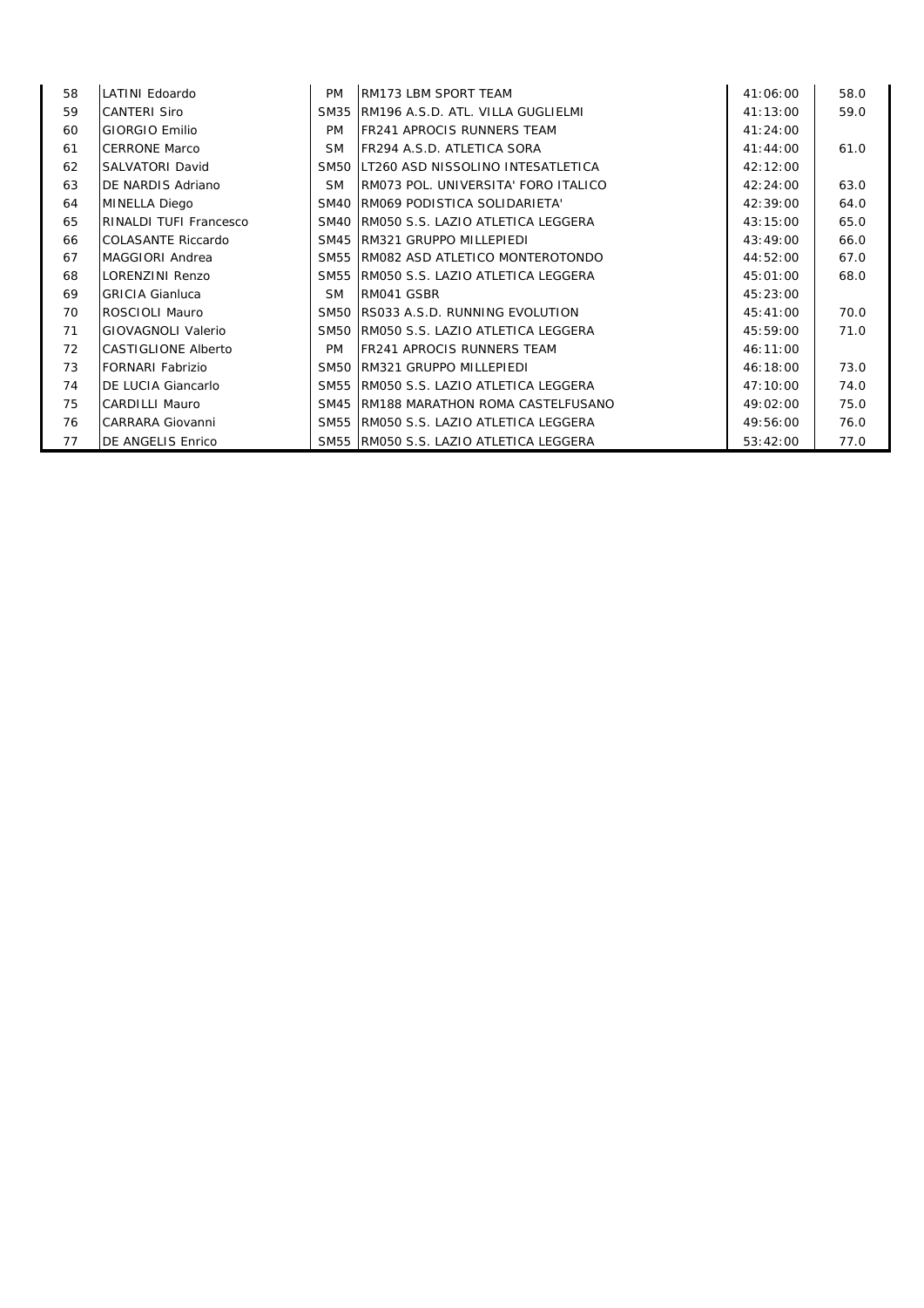| 58 | LATINI Edoardo | PM | RM173 LBM SPORT TEAM | 41:06:00 | 58.0 |
|---|---|---|---|---|---|
| 59 | CANTERI Siro | SM35 | RM196 A.S.D. ATL. VILLA GUGLIELMI | 41:13:00 | 59.0 |
| 60 | GIORGIO Emilio | PM | FR241 APROCIS RUNNERS TEAM | 41:24:00 | |
| 61 | CERRONE Marco | SM | FR294 A.S.D. ATLETICA SORA | 41:44:00 | 61.0 |
| 62 | SALVATORI David | SM50 | LT260 ASD NISSOLINO INTESATLETICA | 42:12:00 | |
| 63 | DE NARDIS Adriano | SM | RM073 POL. UNIVERSITA' FORO ITALICO | 42:24:00 | 63.0 |
| 64 | MINELLA Diego | SM40 | RM069 PODISTICA SOLIDARIETA' | 42:39:00 | 64.0 |
| 65 | RINALDI TUFI Francesco | SM40 | RM050 S.S. LAZIO ATLETICA LEGGERA | 43:15:00 | 65.0 |
| 66 | COLASANTE Riccardo | SM45 | RM321 GRUPPO MILLEPIEDI | 43:49:00 | 66.0 |
| 67 | MAGGIORI Andrea | SM55 | RM082 ASD ATLETICO MONTEROTONDO | 44:52:00 | 67.0 |
| 68 | LORENZINI Renzo | SM55 | RM050 S.S. LAZIO ATLETICA LEGGERA | 45:01:00 | 68.0 |
| 69 | GRICIA Gianluca | SM | RM041 GSBR | 45:23:00 | |
| 70 | ROSCIOLI Mauro | SM50 | RS033 A.S.D. RUNNING EVOLUTION | 45:41:00 | 70.0 |
| 71 | GIOVAGNOLI Valerio | SM50 | RM050 S.S. LAZIO ATLETICA LEGGERA | 45:59:00 | 71.0 |
| 72 | CASTIGLIONE Alberto | PM | FR241 APROCIS RUNNERS TEAM | 46:11:00 | |
| 73 | FORNARI Fabrizio | SM50 | RM321 GRUPPO MILLEPIEDI | 46:18:00 | 73.0 |
| 74 | DE LUCIA Giancarlo | SM55 | RM050 S.S. LAZIO ATLETICA LEGGERA | 47:10:00 | 74.0 |
| 75 | CARDILLI Mauro | SM45 | RM188 MARATHON ROMA CASTELFUSANO | 49:02:00 | 75.0 |
| 76 | CARRARA Giovanni | SM55 | RM050 S.S. LAZIO ATLETICA LEGGERA | 49:56:00 | 76.0 |
| 77 | DE ANGELIS Enrico | SM55 | RM050 S.S. LAZIO ATLETICA LEGGERA | 53:42:00 | 77.0 |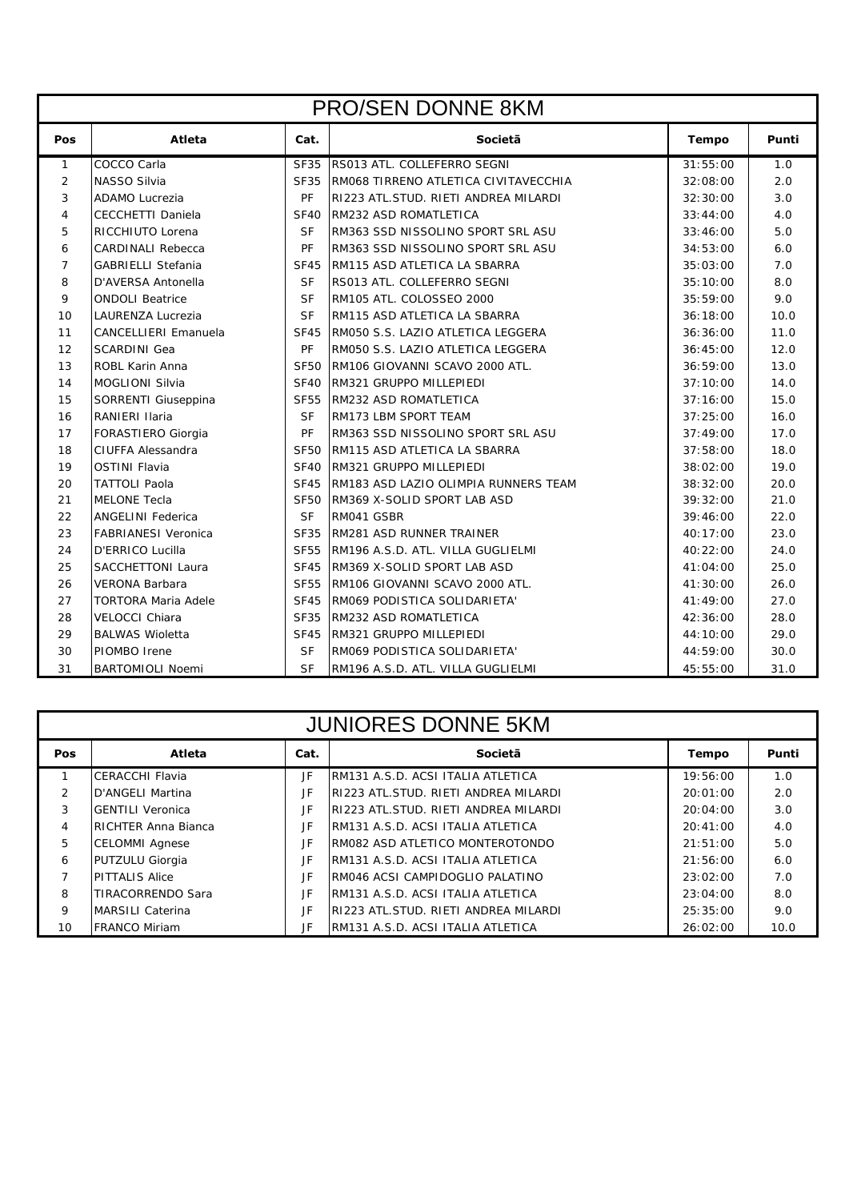## PRO/SEN DONNE 8KM

| Pos | Atleta | Cat. | Societā | Tempo | Punti |
|---|---|---|---|---|---|
| 1 | COCCO Carla | SF35 | RS013 ATL. COLLEFERRO SEGNI | 31:55:00 | 1.0 |
| 2 | NASSO Silvia | SF35 | RM068 TIRRENO ATLETICA CIVITAVECCHIA | 32:08:00 | 2.0 |
| 3 | ADAMO Lucrezia | PF | RI223 ATL.STUD. RIETI ANDREA MILARDI | 32:30:00 | 3.0 |
| 4 | CECCHETTI Daniela | SF40 | RM232 ASD ROMATLETICA | 33:44:00 | 4.0 |
| 5 | RICCHIUTO Lorena | SF | RM363 SSD NISSOLINO SPORT SRL ASU | 33:46:00 | 5.0 |
| 6 | CARDINALI Rebecca | PF | RM363 SSD NISSOLINO SPORT SRL ASU | 34:53:00 | 6.0 |
| 7 | GABRIELLI Stefania | SF45 | RM115 ASD ATLETICA LA SBARRA | 35:03:00 | 7.0 |
| 8 | D'AVERSA Antonella | SF | RS013 ATL. COLLEFERRO SEGNI | 35:10:00 | 8.0 |
| 9 | ONDOLI Beatrice | SF | RM105 ATL. COLOSSEO 2000 | 35:59:00 | 9.0 |
| 10 | LAURENZA Lucrezia | SF | RM115 ASD ATLETICA LA SBARRA | 36:18:00 | 10.0 |
| 11 | CANCELLIERI Emanuela | SF45 | RM050 S.S. LAZIO ATLETICA LEGGERA | 36:36:00 | 11.0 |
| 12 | SCARDINI Gea | PF | RM050 S.S. LAZIO ATLETICA LEGGERA | 36:45:00 | 12.0 |
| 13 | ROBL Karin Anna | SF50 | RM106 GIOVANNI SCAVO 2000 ATL. | 36:59:00 | 13.0 |
| 14 | MOGLIONI Silvia | SF40 | RM321 GRUPPO MILLEPIEDI | 37:10:00 | 14.0 |
| 15 | SORRENTI Giuseppina | SF55 | RM232 ASD ROMATLETICA | 37:16:00 | 15.0 |
| 16 | RANIERI Ilaria | SF | RM173 LBM SPORT TEAM | 37:25:00 | 16.0 |
| 17 | FORASTIERO Giorgia | PF | RM363 SSD NISSOLINO SPORT SRL ASU | 37:49:00 | 17.0 |
| 18 | CIUFFA Alessandra | SF50 | RM115 ASD ATLETICA LA SBARRA | 37:58:00 | 18.0 |
| 19 | OSTINI Flavia | SF40 | RM321 GRUPPO MILLEPIEDI | 38:02:00 | 19.0 |
| 20 | TATTOLI Paola | SF45 | RM183 ASD LAZIO OLIMPIA RUNNERS TEAM | 38:32:00 | 20.0 |
| 21 | MELONE Tecla | SF50 | RM369 X-SOLID SPORT LAB ASD | 39:32:00 | 21.0 |
| 22 | ANGELINI Federica | SF | RM041 GSBR | 39:46:00 | 22.0 |
| 23 | FABRIANESI Veronica | SF35 | RM281 ASD RUNNER TRAINER | 40:17:00 | 23.0 |
| 24 | D'ERRICO Lucilla | SF55 | RM196 A.S.D. ATL. VILLA GUGLIELMI | 40:22:00 | 24.0 |
| 25 | SACCHETTONI Laura | SF45 | RM369 X-SOLID SPORT LAB ASD | 41:04:00 | 25.0 |
| 26 | VERONA Barbara | SF55 | RM106 GIOVANNI SCAVO 2000 ATL. | 41:30:00 | 26.0 |
| 27 | TORTORA Maria Adele | SF45 | RM069 PODISTICA SOLIDARIETA' | 41:49:00 | 27.0 |
| 28 | VELOCCI Chiara | SF35 | RM232 ASD ROMATLETICA | 42:36:00 | 28.0 |
| 29 | BALWAS Wioletta | SF45 | RM321 GRUPPO MILLEPIEDI | 44:10:00 | 29.0 |
| 30 | PIOMBO Irene | SF | RM069 PODISTICA SOLIDARIETA' | 44:59:00 | 30.0 |
| 31 | BARTOMIOLI Noemi | SF | RM196 A.S.D. ATL. VILLA GUGLIELMI | 45:55:00 | 31.0 |

## JUNIORES DONNE 5KM

| Pos | Atleta | Cat. | Societā | Tempo | Punti |
|---|---|---|---|---|---|
| 1 | CERACCHI Flavia | JF | RM131 A.S.D. ACSI ITALIA ATLETICA | 19:56:00 | 1.0 |
| 2 | D'ANGELI Martina | JF | RI223 ATL.STUD. RIETI ANDREA MILARDI | 20:01:00 | 2.0 |
| 3 | GENTILI Veronica | JF | RI223 ATL.STUD. RIETI ANDREA MILARDI | 20:04:00 | 3.0 |
| 4 | RICHTER Anna Bianca | JF | RM131 A.S.D. ACSI ITALIA ATLETICA | 20:41:00 | 4.0 |
| 5 | CELOMMI Agnese | JF | RM082 ASD ATLETICO MONTEROTONDO | 21:51:00 | 5.0 |
| 6 | PUTZULU Giorgia | JF | RM131 A.S.D. ACSI ITALIA ATLETICA | 21:56:00 | 6.0 |
| 7 | PITTALIS Alice | JF | RM046 ACSI CAMPIDOGLIO PALATINO | 23:02:00 | 7.0 |
| 8 | TIRACORRENDO Sara | JF | RM131 A.S.D. ACSI ITALIA ATLETICA | 23:04:00 | 8.0 |
| 9 | MARSILI Caterina | JF | RI223 ATL.STUD. RIETI ANDREA MILARDI | 25:35:00 | 9.0 |
| 10 | FRANCO Miriam | JF | RM131 A.S.D. ACSI ITALIA ATLETICA | 26:02:00 | 10.0 |